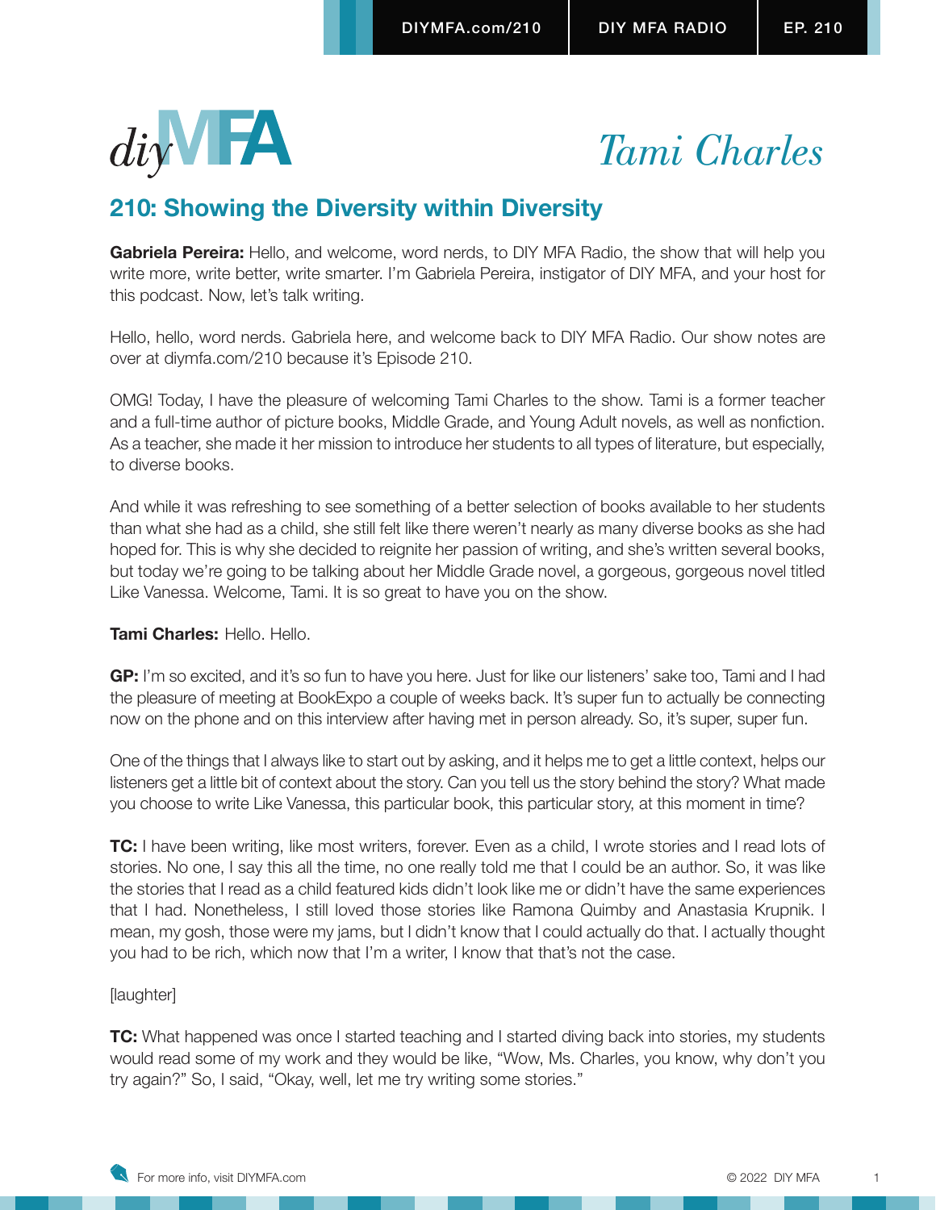# Tami Charles

## 210: Showing the Diversity within Diversity

**Gabriela Pereira:** Hello, and welcome, word nerds, to DIY MFA Radio, the show that will help you write more, write better, write smarter. I'm Gabriela Pereira, instigator of DIY MFA, and your host for this podcast. Now, let's talk writing.

Hello, hello, word nerds. Gabriela here, and welcome back to DIY MFA Radio. Our show notes are over at diymfa.com/210 because it's Episode 210.

OMG! Today, I have the pleasure of welcoming Tami Charles to the show. Tami is a former teacher and a full-time author of picture books, Middle Grade, and Young Adult novels, as well as nonfiction. As a teacher, she made it her mission to introduce her students to all types of literature, but especially, to diverse books.

And while it was refreshing to see something of a better selection of books available to her students than what she had as a child, she still felt like there weren't nearly as many diverse books as she had hoped for. This is why she decided to reignite her passion of writing, and she's written several books, but today we're going to be talking about her Middle Grade novel, a gorgeous, gorgeous novel titled Like Vanessa. Welcome, Tami. It is so great to have you on the show.

**Tami Charles:** Hello. Hello.

**GP:** I'm so excited, and it's so fun to have you here. Just for like our listeners' sake too, Tami and I had the pleasure of meeting at BookExpo a couple of weeks back. It's super fun to actually be connecting now on the phone and on this interview after having met in person already. So, it's super, super fun.

One of the things that I always like to start out by asking, and it helps me to get a little context, helps our listeners get a little bit of context about the story. Can you tell us the story behind the story? What made you choose to write Like Vanessa, this particular book, this particular story, at this moment in time?

**TC:** I have been writing, like most writers, forever. Even as a child, I wrote stories and I read lots of stories. No one, I say this all the time, no one really told me that I could be an author. So, it was like the stories that I read as a child featured kids didn't look like me or didn't have the same experiences that I had. Nonetheless, I still loved those stories like Ramona Quimby and Anastasia Krupnik. I mean, my gosh, those were my jams, but I didn't know that I could actually do that. I actually thought you had to be rich, which now that I'm a writer, I know that that's not the case.

[laughter]

**TC:** What happened was once I started teaching and I started diving back into stories, my students would read some of my work and they would be like, "Wow, Ms. Charles, you know, why don't you try again?" So, I said, "Okay, well, let me try writing some stories."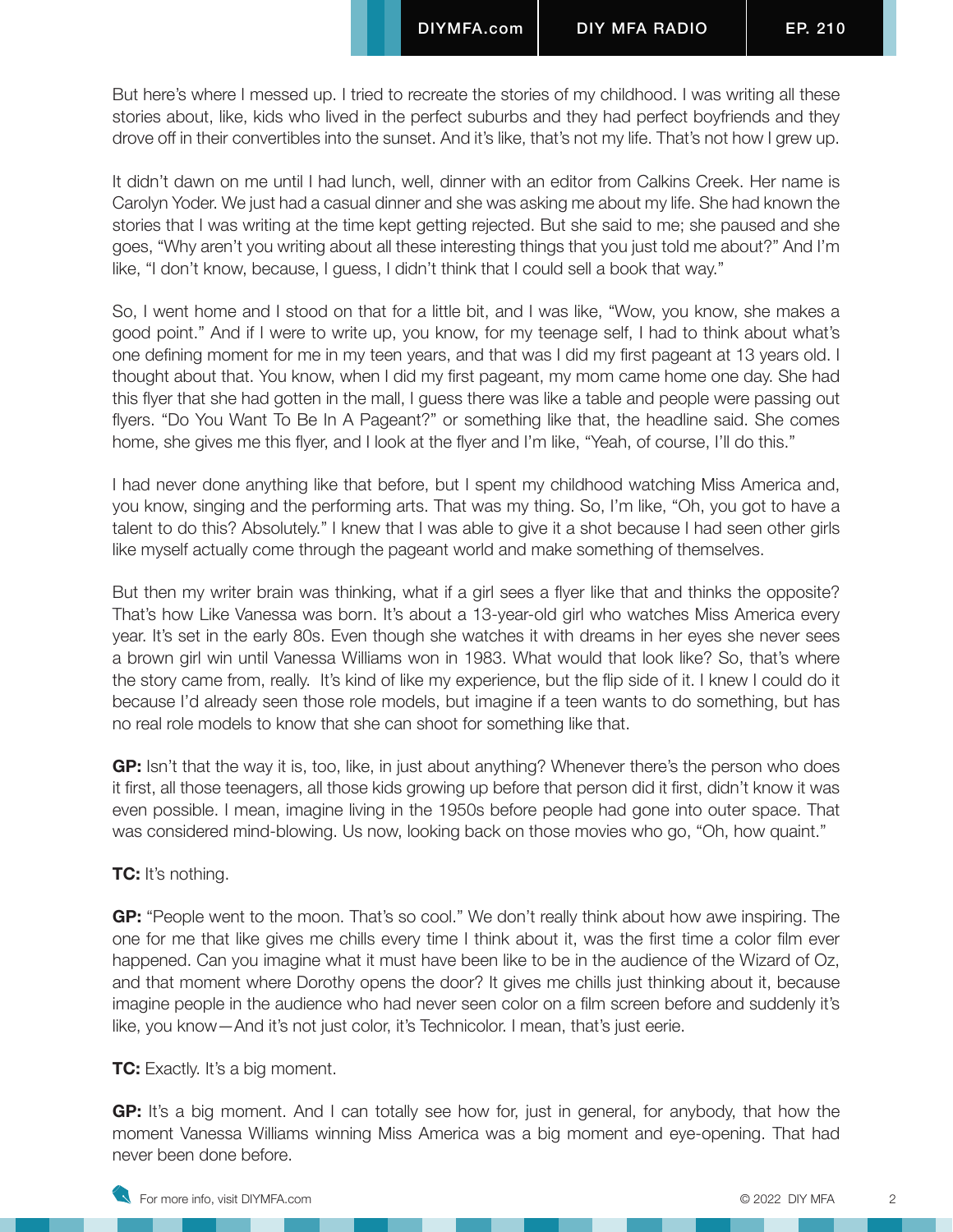But here's where I messed up. I tried to recreate the stories of my childhood. I was writing all these stories about, like, kids who lived in the perfect suburbs and they had perfect boyfriends and they drove off in their convertibles into the sunset. And it's like, that's not my life. That's not how I grew up.

It didn't dawn on me until I had lunch, well, dinner with an editor from Calkins Creek. Her name is Carolyn Yoder. We just had a casual dinner and she was asking me about my life. She had known the stories that I was writing at the time kept getting rejected. But she said to me; she paused and she goes, "Why aren't you writing about all these interesting things that you just told me about?" And I'm like, "I don't know, because, I guess, I didn't think that I could sell a book that way."

So, I went home and I stood on that for a little bit, and I was like, "Wow, you know, she makes a good point." And if I were to write up, you know, for my teenage self, I had to think about what's one defining moment for me in my teen years, and that was I did my first pageant at 13 years old. I thought about that. You know, when I did my first pageant, my mom came home one day. She had this flyer that she had gotten in the mall, I guess there was like a table and people were passing out flyers. "Do You Want To Be In A Pageant?" or something like that, the headline said. She comes home, she gives me this flyer, and I look at the flyer and I'm like, "Yeah, of course, I'll do this."

I had never done anything like that before, but I spent my childhood watching Miss America and, you know, singing and the performing arts. That was my thing. So, I'm like, "Oh, you got to have a talent to do this? Absolutely." I knew that I was able to give it a shot because I had seen other girls like myself actually come through the pageant world and make something of themselves.

But then my writer brain was thinking, what if a girl sees a flyer like that and thinks the opposite? That's how Like Vanessa was born. It's about a 13-year-old girl who watches Miss America every year. It's set in the early 80s. Even though she watches it with dreams in her eyes she never sees a brown girl win until Vanessa Williams won in 1983. What would that look like? So, that's where the story came from, really. It's kind of like my experience, but the flip side of it. I knew I could do it because I'd already seen those role models, but imagine if a teen wants to do something, but has no real role models to know that she can shoot for something like that.

**GP:** Isn't that the way it is, too, like, in just about anything? Whenever there's the person who does it first, all those teenagers, all those kids growing up before that person did it first, didn't know it was even possible. I mean, imagine living in the 1950s before people had gone into outer space. That was considered mind-blowing. Us now, looking back on those movies who go, "Oh, how quaint."

**TC:** It's nothing.

**GP:** "People went to the moon. That's so cool." We don't really think about how awe inspiring. The one for me that like gives me chills every time I think about it, was the first time a color film ever happened. Can you imagine what it must have been like to be in the audience of the Wizard of Oz, and that moment where Dorothy opens the door? It gives me chills just thinking about it, because imagine people in the audience who had never seen color on a film screen before and suddenly it's like, you know—And it's not just color, it's Technicolor. I mean, that's just eerie.

**TC:** Exactly. It's a big moment.

**GP:** It's a big moment. And I can totally see how for, just in general, for anybody, that how the moment Vanessa Williams winning Miss America was a big moment and eye-opening. That had never been done before.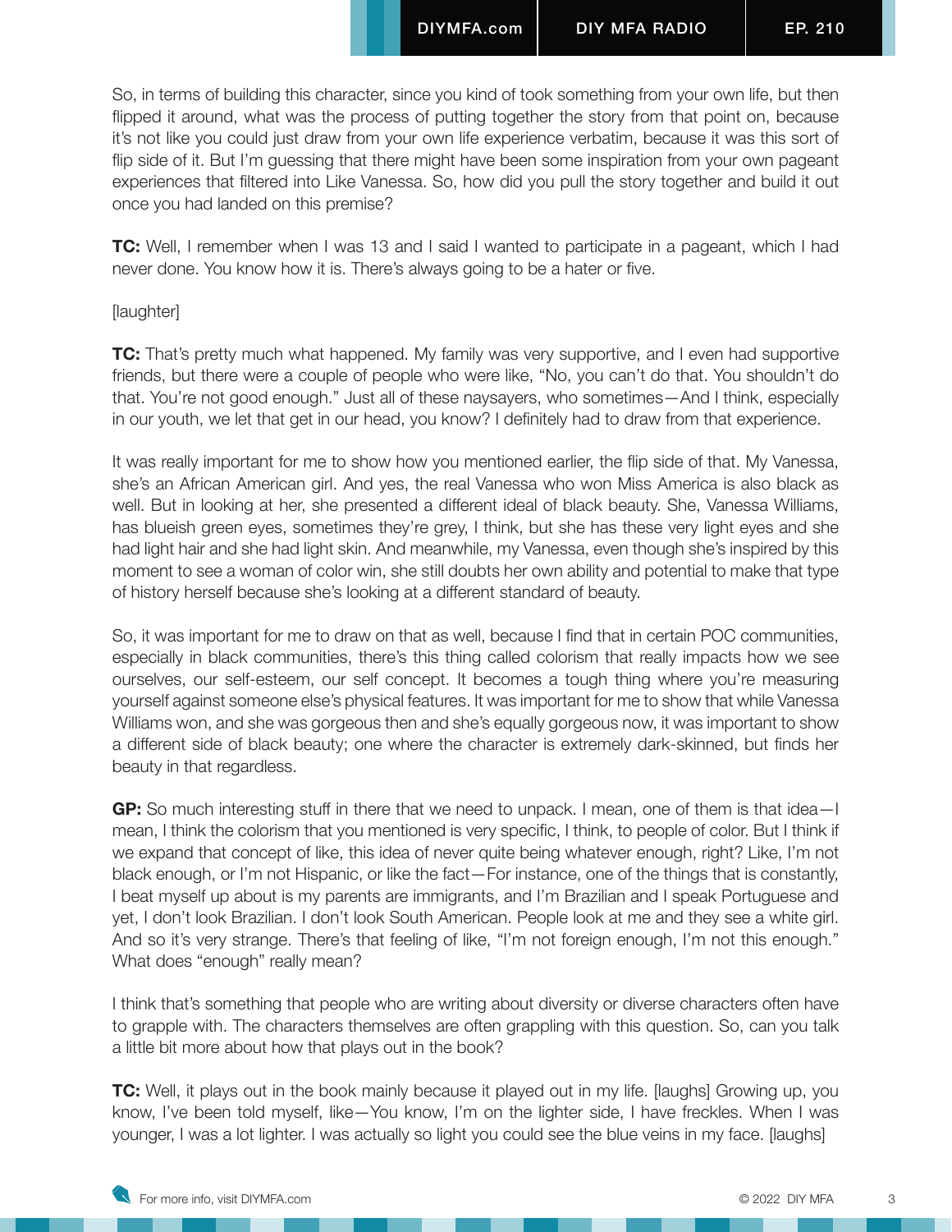So, in terms of building this character, since you kind of took something from your own life, but then flipped it around, what was the process of putting together the story from that point on, because it's not like you could just draw from your own life experience verbatim, because it was this sort of flip side of it. But I'm guessing that there might have been some inspiration from your own pageant experiences that filtered into Like Vanessa. So, how did you pull the story together and build it out once you had landed on this premise?

**TC:** Well, I remember when I was 13 and I said I wanted to participate in a pageant, which I had never done. You know how it is. There's always going to be a hater or five.

[laughter]

**TC:** That's pretty much what happened. My family was very supportive, and I even had supportive friends, but there were a couple of people who were like, "No, you can't do that. You shouldn't do that. You're not good enough." Just all of these naysayers, who sometimes—And I think, especially in our youth, we let that get in our head, you know? I definitely had to draw from that experience.

It was really important for me to show how you mentioned earlier, the flip side of that. My Vanessa, she's an African American girl. And yes, the real Vanessa who won Miss America is also black as well. But in looking at her, she presented a different ideal of black beauty. She, Vanessa Williams, has blueish green eyes, sometimes they're grey, I think, but she has these very light eyes and she had light hair and she had light skin. And meanwhile, my Vanessa, even though she's inspired by this moment to see a woman of color win, she still doubts her own ability and potential to make that type of history herself because she's looking at a different standard of beauty.

So, it was important for me to draw on that as well, because I find that in certain POC communities, especially in black communities, there's this thing called colorism that really impacts how we see ourselves, our self-esteem, our self concept. It becomes a tough thing where you're measuring yourself against someone else's physical features. It was important for me to show that while Vanessa Williams won, and she was gorgeous then and she's equally gorgeous now, it was important to show a different side of black beauty; one where the character is extremely dark-skinned, but finds her beauty in that regardless.

**GP:** So much interesting stuff in there that we need to unpack. I mean, one of them is that idea—I mean, I think the colorism that you mentioned is very specific, I think, to people of color. But I think if we expand that concept of like, this idea of never quite being whatever enough, right? Like, I'm not black enough, or I'm not Hispanic, or like the fact—For instance, one of the things that is constantly, I beat myself up about is my parents are immigrants, and I'm Brazilian and I speak Portuguese and yet, I don't look Brazilian. I don't look South American. People look at me and they see a white girl. And so it's very strange. There's that feeling of like, "I'm not foreign enough, I'm not this enough." What does "enough" really mean?

I think that's something that people who are writing about diversity or diverse characters often have to grapple with. The characters themselves are often grappling with this question. So, can you talk a little bit more about how that plays out in the book?

**TC:** Well, it plays out in the book mainly because it played out in my life. [laughs] Growing up, you know, I've been told myself, like—You know, I'm on the lighter side, I have freckles. When I was younger, I was a lot lighter. I was actually so light you could see the blue veins in my face. [laughs]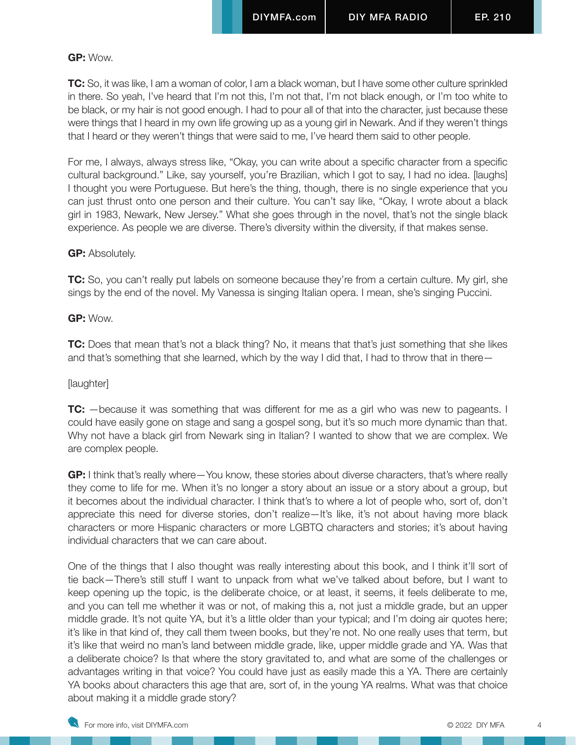**GP:** Wow.

**TC:** So, it was like, I am a woman of color, I am a black woman, but I have some other culture sprinkled in there. So yeah, I've heard that I'm not this, I'm not that, I'm not black enough, or I'm too white to be black, or my hair is not good enough. I had to pour all of that into the character, just because these were things that I heard in my own life growing up as a young girl in Newark. And if they weren't things that I heard or they weren't things that were said to me, I've heard them said to other people.

For me, I always, always stress like, "Okay, you can write about a specific character from a specific cultural background." Like, say yourself, you're Brazilian, which I got to say, I had no idea. [laughs] I thought you were Portuguese. But here's the thing, though, there is no single experience that you can just thrust onto one person and their culture. You can't say like, "Okay, I wrote about a black girl in 1983, Newark, New Jersey." What she goes through in the novel, that's not the single black experience. As people we are diverse. There's diversity within the diversity, if that makes sense.

**GP:** Absolutely.

**TC:** So, you can't really put labels on someone because they're from a certain culture. My girl, she sings by the end of the novel. My Vanessa is singing Italian opera. I mean, she's singing Puccini.

**GP:** Wow.

**TC:** Does that mean that's not a black thing? No, it means that that's just something that she likes and that's something that she learned, which by the way I did that, I had to throw that in there—

[laughter]

**TC:** —because it was something that was different for me as a girl who was new to pageants. I could have easily gone on stage and sang a gospel song, but it's so much more dynamic than that. Why not have a black girl from Newark sing in Italian? I wanted to show that we are complex. We are complex people.

**GP:** I think that's really where—You know, these stories about diverse characters, that's where really they come to life for me. When it's no longer a story about an issue or a story about a group, but it becomes about the individual character. I think that's to where a lot of people who, sort of, don't appreciate this need for diverse stories, don't realize—It's like, it's not about having more black characters or more Hispanic characters or more LGBTQ characters and stories; it's about having individual characters that we can care about.

One of the things that I also thought was really interesting about this book, and I think it'll sort of tie back—There's still stuff I want to unpack from what we've talked about before, but I want to keep opening up the topic, is the deliberate choice, or at least, it seems, it feels deliberate to me, and you can tell me whether it was or not, of making this a, not just a middle grade, but an upper middle grade. It's not quite YA, but it's a little older than your typical; and I'm doing air quotes here; it's like in that kind of, they call them tween books, but they're not. No one really uses that term, but it's like that weird no man's land between middle grade, like, upper middle grade and YA. Was that a deliberate choice? Is that where the story gravitated to, and what are some of the challenges or advantages writing in that voice? You could have just as easily made this a YA. There are certainly YA books about characters this age that are, sort of, in the young YA realms. What was that choice about making it a middle grade story?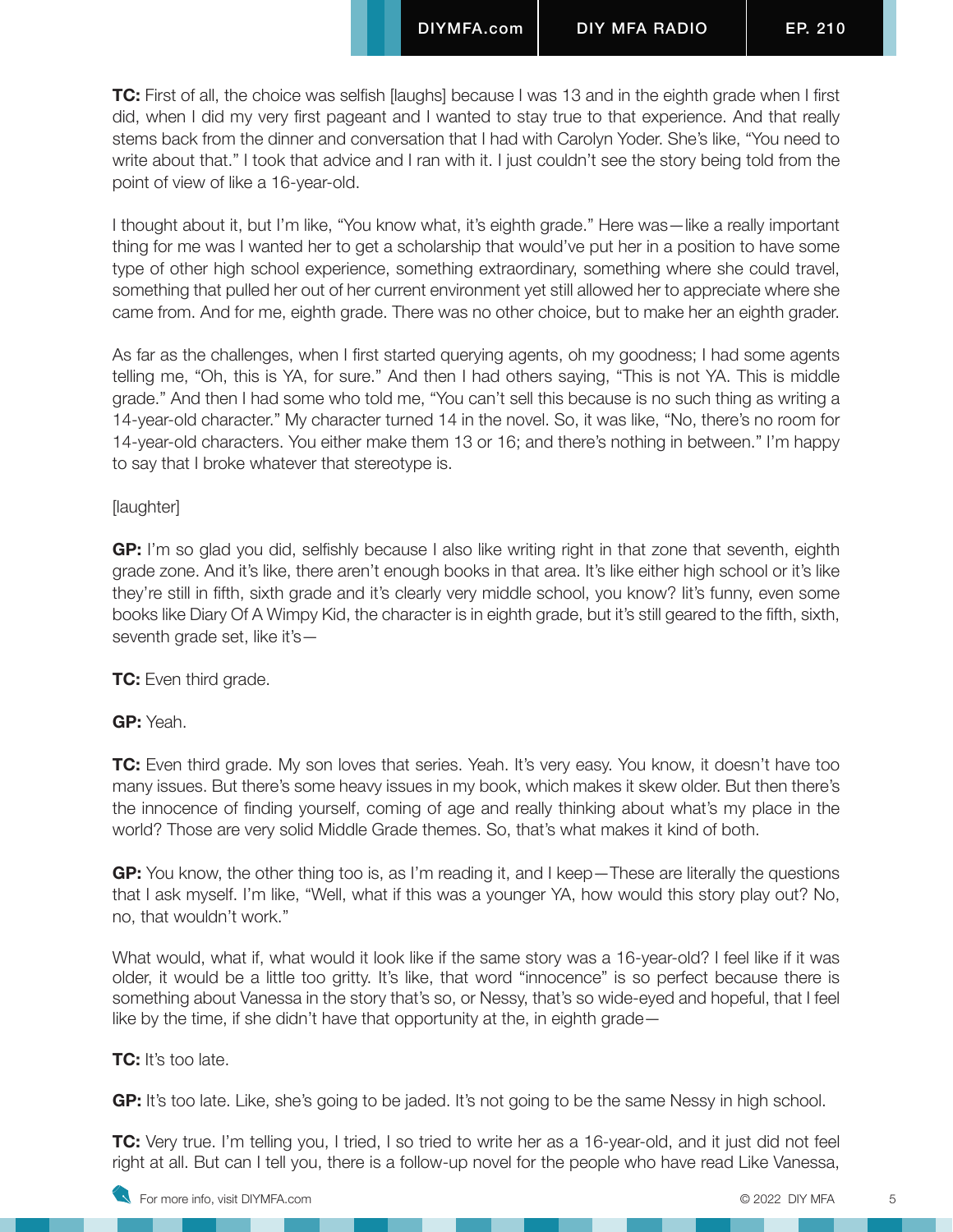**TC:** First of all, the choice was selfish [laughs] because I was 13 and in the eighth grade when I first did, when I did my very first pageant and I wanted to stay true to that experience. And that really stems back from the dinner and conversation that I had with Carolyn Yoder. She's like, "You need to write about that." I took that advice and I ran with it. I just couldn't see the story being told from the point of view of like a 16-year-old.

I thought about it, but I'm like, "You know what, it's eighth grade." Here was—like a really important thing for me was I wanted her to get a scholarship that would've put her in a position to have some type of other high school experience, something extraordinary, something where she could travel, something that pulled her out of her current environment yet still allowed her to appreciate where she came from. And for me, eighth grade. There was no other choice, but to make her an eighth grader.

As far as the challenges, when I first started querying agents, oh my goodness; I had some agents telling me, "Oh, this is YA, for sure." And then I had others saying, "This is not YA. This is middle grade." And then I had some who told me, "You can't sell this because is no such thing as writing a 14-year-old character." My character turned 14 in the novel. So, it was like, "No, there's no room for 14-year-old characters. You either make them 13 or 16; and there's nothing in between." I'm happy to say that I broke whatever that stereotype is.

[laughter]

**GP:** I'm so glad you did, selfishly because I also like writing right in that zone that seventh, eighth grade zone. And it's like, there aren't enough books in that area. It's like either high school or it's like they're still in fifth, sixth grade and it's clearly very middle school, you know? Iit's funny, even some books like Diary Of A Wimpy Kid, the character is in eighth grade, but it's still geared to the fifth, sixth, seventh grade set, like it's—

**TC:** Even third grade.

**GP:** Yeah.

**TC:** Even third grade. My son loves that series. Yeah. It's very easy. You know, it doesn't have too many issues. But there's some heavy issues in my book, which makes it skew older. But then there's the innocence of finding yourself, coming of age and really thinking about what's my place in the world? Those are very solid Middle Grade themes. So, that's what makes it kind of both.

**GP:** You know, the other thing too is, as I'm reading it, and I keep—These are literally the questions that I ask myself. I'm like, "Well, what if this was a younger YA, how would this story play out? No, no, that wouldn't work."

What would, what if, what would it look like if the same story was a 16-year-old? I feel like if it was older, it would be a little too gritty. It's like, that word "innocence" is so perfect because there is something about Vanessa in the story that's so, or Nessy, that's so wide-eyed and hopeful, that I feel like by the time, if she didn't have that opportunity at the, in eighth grade—

**TC:** It's too late.

**GP:** It's too late. Like, she's going to be jaded. It's not going to be the same Nessy in high school.

**TC:** Very true. I'm telling you, I tried, I so tried to write her as a 16-year-old, and it just did not feel right at all. But can I tell you, there is a follow-up novel for the people who have read Like Vanessa,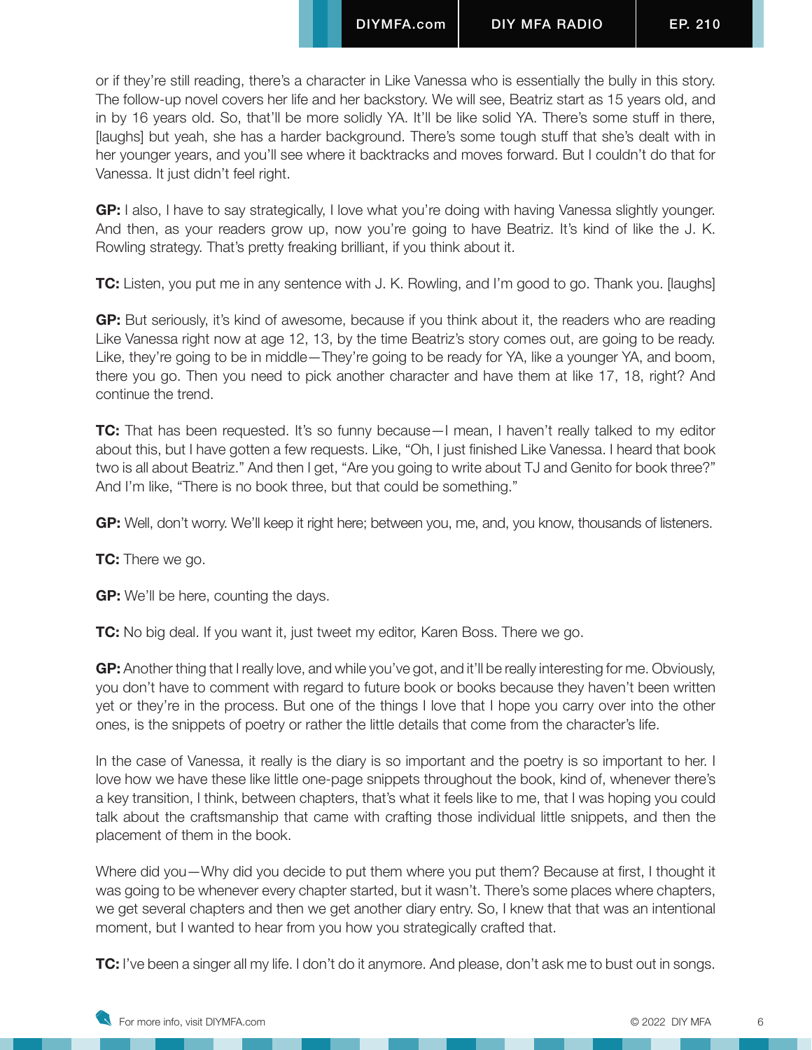or if they're still reading, there's a character in Like Vanessa who is essentially the bully in this story. The follow-up novel covers her life and her backstory. We will see, Beatriz start as 15 years old, and in by 16 years old. So, that'll be more solidly YA. It'll be like solid YA. There's some stuff in there, [laughs] but yeah, she has a harder background. There's some tough stuff that she's dealt with in her younger years, and you'll see where it backtracks and moves forward. But I couldn't do that for Vanessa. It just didn't feel right.

**GP:** I also, I have to say strategically, I love what you're doing with having Vanessa slightly younger. And then, as your readers grow up, now you're going to have Beatriz. It's kind of like the J. K. Rowling strategy. That's pretty freaking brilliant, if you think about it.

**TC:** Listen, you put me in any sentence with J. K. Rowling, and I'm good to go. Thank you. [laughs]

**GP:** But seriously, it's kind of awesome, because if you think about it, the readers who are reading Like Vanessa right now at age 12, 13, by the time Beatriz's story comes out, are going to be ready. Like, they're going to be in middle—They're going to be ready for YA, like a younger YA, and boom, there you go. Then you need to pick another character and have them at like 17, 18, right? And continue the trend.

**TC:** That has been requested. It's so funny because—I mean, I haven't really talked to my editor about this, but I have gotten a few requests. Like, "Oh, I just finished Like Vanessa. I heard that book two is all about Beatriz." And then I get, "Are you going to write about TJ and Genito for book three?" And I'm like, "There is no book three, but that could be something."

**GP:** Well, don't worry. We'll keep it right here; between you, me, and, you know, thousands of listeners.

**TC:** There we go.

**GP:** We'll be here, counting the days.

**TC:** No big deal. If you want it, just tweet my editor, Karen Boss. There we go.

**GP:** Another thing that I really love, and while you've got, and it'll be really interesting for me. Obviously, you don't have to comment with regard to future book or books because they haven't been written yet or they're in the process. But one of the things I love that I hope you carry over into the other ones, is the snippets of poetry or rather the little details that come from the character's life.

In the case of Vanessa, it really is the diary is so important and the poetry is so important to her. I love how we have these like little one-page snippets throughout the book, kind of, whenever there's a key transition, I think, between chapters, that's what it feels like to me, that I was hoping you could talk about the craftsmanship that came with crafting those individual little snippets, and then the placement of them in the book.

Where did you—Why did you decide to put them where you put them? Because at first, I thought it was going to be whenever every chapter started, but it wasn't. There's some places where chapters, we get several chapters and then we get another diary entry. So, I knew that that was an intentional moment, but I wanted to hear from you how you strategically crafted that.

**TC:** I've been a singer all my life. I don't do it anymore. And please, don't ask me to bust out in songs.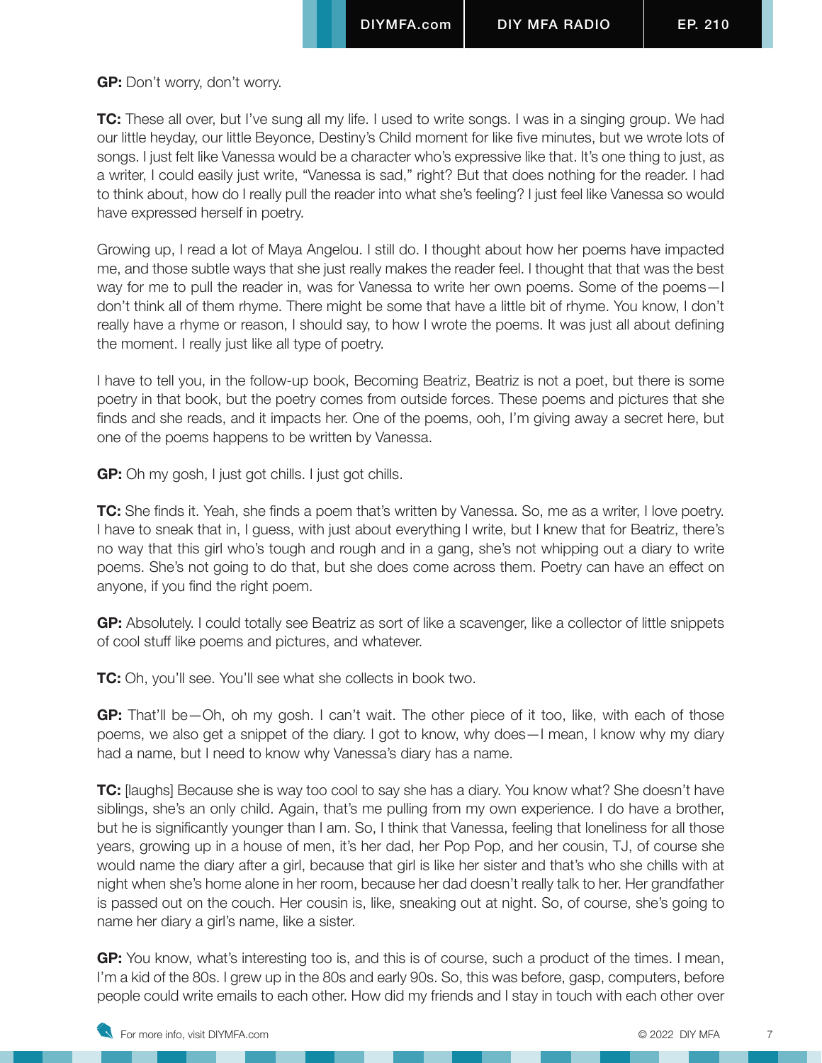**GP:** Don't worry, don't worry.

**TC:** These all over, but I've sung all my life. I used to write songs. I was in a singing group. We had our little heyday, our little Beyonce, Destiny's Child moment for like five minutes, but we wrote lots of songs. I just felt like Vanessa would be a character who's expressive like that. It's one thing to just, as a writer, I could easily just write, "Vanessa is sad," right? But that does nothing for the reader. I had to think about, how do I really pull the reader into what she's feeling? I just feel like Vanessa so would have expressed herself in poetry.

Growing up, I read a lot of Maya Angelou. I still do. I thought about how her poems have impacted me, and those subtle ways that she just really makes the reader feel. I thought that that was the best way for me to pull the reader in, was for Vanessa to write her own poems. Some of the poems—I don't think all of them rhyme. There might be some that have a little bit of rhyme. You know, I don't really have a rhyme or reason, I should say, to how I wrote the poems. It was just all about defining the moment. I really just like all type of poetry.

I have to tell you, in the follow-up book, Becoming Beatriz, Beatriz is not a poet, but there is some poetry in that book, but the poetry comes from outside forces. These poems and pictures that she finds and she reads, and it impacts her. One of the poems, ooh, I'm giving away a secret here, but one of the poems happens to be written by Vanessa.

**GP:** Oh my gosh, I just got chills. I just got chills.

**TC:** She finds it. Yeah, she finds a poem that's written by Vanessa. So, me as a writer, I love poetry. I have to sneak that in, I guess, with just about everything I write, but I knew that for Beatriz, there's no way that this girl who's tough and rough and in a gang, she's not whipping out a diary to write poems. She's not going to do that, but she does come across them. Poetry can have an effect on anyone, if you find the right poem.

**GP:** Absolutely. I could totally see Beatriz as sort of like a scavenger, like a collector of little snippets of cool stuff like poems and pictures, and whatever.

**TC:** Oh, you'll see. You'll see what she collects in book two.

**GP:** That'll be—Oh, oh my gosh. I can't wait. The other piece of it too, like, with each of those poems, we also get a snippet of the diary. I got to know, why does—I mean, I know why my diary had a name, but I need to know why Vanessa's diary has a name.

**TC:** [laughs] Because she is way too cool to say she has a diary. You know what? She doesn't have siblings, she's an only child. Again, that's me pulling from my own experience. I do have a brother, but he is significantly younger than I am. So, I think that Vanessa, feeling that loneliness for all those years, growing up in a house of men, it's her dad, her Pop Pop, and her cousin, TJ, of course she would name the diary after a girl, because that girl is like her sister and that's who she chills with at night when she's home alone in her room, because her dad doesn't really talk to her. Her grandfather is passed out on the couch. Her cousin is, like, sneaking out at night. So, of course, she's going to name her diary a girl's name, like a sister.

**GP:** You know, what's interesting too is, and this is of course, such a product of the times. I mean, I'm a kid of the 80s. I grew up in the 80s and early 90s. So, this was before, gasp, computers, before people could write emails to each other. How did my friends and I stay in touch with each other over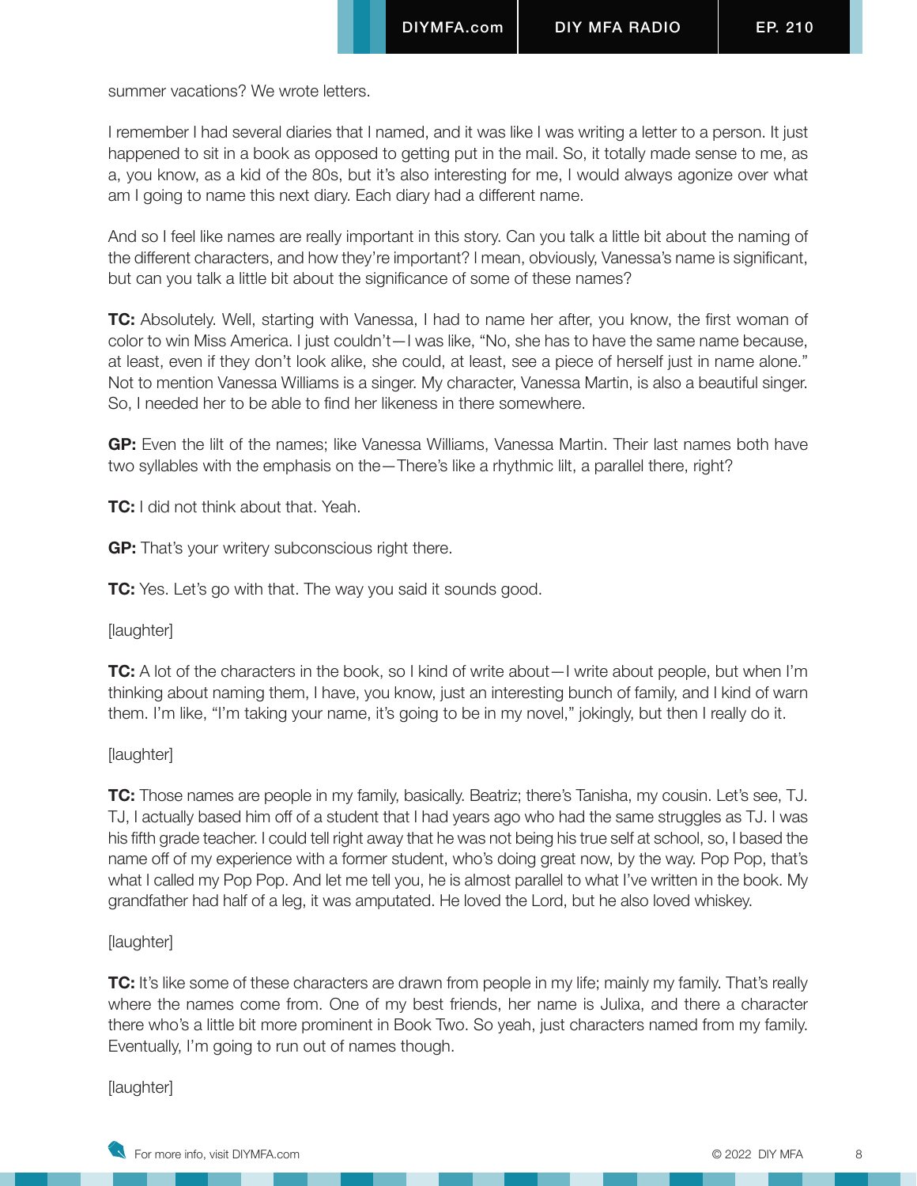summer vacations? We wrote letters.

I remember I had several diaries that I named, and it was like I was writing a letter to a person. It just happened to sit in a book as opposed to getting put in the mail. So, it totally made sense to me, as a, you know, as a kid of the 80s, but it's also interesting for me, I would always agonize over what am I going to name this next diary. Each diary had a different name.

And so I feel like names are really important in this story. Can you talk a little bit about the naming of the different characters, and how they're important? I mean, obviously, Vanessa's name is significant, but can you talk a little bit about the significance of some of these names?

**TC:** Absolutely. Well, starting with Vanessa, I had to name her after, you know, the first woman of color to win Miss America. I just couldn't—I was like, "No, she has to have the same name because, at least, even if they don't look alike, she could, at least, see a piece of herself just in name alone." Not to mention Vanessa Williams is a singer. My character, Vanessa Martin, is also a beautiful singer. So, I needed her to be able to find her likeness in there somewhere.

**GP:** Even the lilt of the names; like Vanessa Williams, Vanessa Martin. Their last names both have two syllables with the emphasis on the—There's like a rhythmic lilt, a parallel there, right?

**TC:** I did not think about that. Yeah.

**GP:** That's your writery subconscious right there.

**TC:** Yes. Let's go with that. The way you said it sounds good.

[laughter]

**TC:** A lot of the characters in the book, so I kind of write about—I write about people, but when I'm thinking about naming them, I have, you know, just an interesting bunch of family, and I kind of warn them. I'm like, "I'm taking your name, it's going to be in my novel," jokingly, but then I really do it.

[laughter]

**TC:** Those names are people in my family, basically. Beatriz; there's Tanisha, my cousin. Let's see, TJ. TJ, I actually based him off of a student that I had years ago who had the same struggles as TJ. I was his fifth grade teacher. I could tell right away that he was not being his true self at school, so, I based the name off of my experience with a former student, who's doing great now, by the way. Pop Pop, that's what I called my Pop Pop. And let me tell you, he is almost parallel to what I've written in the book. My grandfather had half of a leg, it was amputated. He loved the Lord, but he also loved whiskey.

[laughter]

**TC:** It's like some of these characters are drawn from people in my life; mainly my family. That's really where the names come from. One of my best friends, her name is Julixa, and there a character there who's a little bit more prominent in Book Two. So yeah, just characters named from my family. Eventually, I'm going to run out of names though.

[laughter]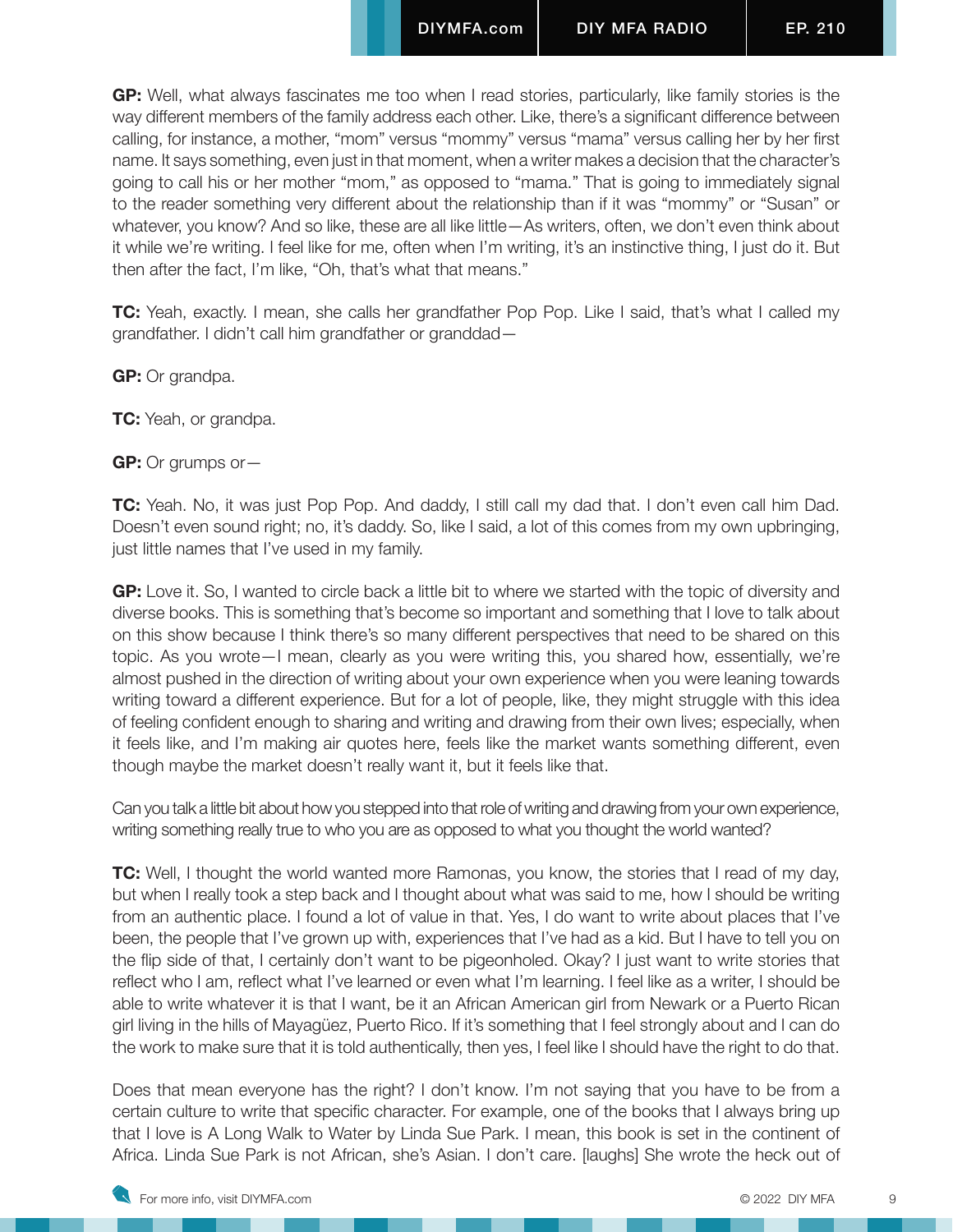**GP:** Well, what always fascinates me too when I read stories, particularly, like family stories is the way different members of the family address each other. Like, there's a significant difference between calling, for instance, a mother, "mom" versus "mommy" versus "mama" versus calling her by her first name. It says something, even just in that moment, when a writer makes a decision that the character's going to call his or her mother "mom," as opposed to "mama." That is going to immediately signal to the reader something very different about the relationship than if it was "mommy" or "Susan" or whatever, you know? And so like, these are all like little—As writers, often, we don't even think about it while we're writing. I feel like for me, often when I'm writing, it's an instinctive thing, I just do it. But then after the fact, I'm like, "Oh, that's what that means."

**TC:** Yeah, exactly. I mean, she calls her grandfather Pop Pop. Like I said, that's what I called my grandfather. I didn't call him grandfather or granddad—

**GP:** Or grandpa.

**TC:** Yeah, or grandpa.

**GP:** Or grumps or—

**TC:** Yeah. No, it was just Pop Pop. And daddy, I still call my dad that. I don't even call him Dad. Doesn't even sound right; no, it's daddy. So, like I said, a lot of this comes from my own upbringing, just little names that I've used in my family.

**GP:** Love it. So, I wanted to circle back a little bit to where we started with the topic of diversity and diverse books. This is something that's become so important and something that I love to talk about on this show because I think there's so many different perspectives that need to be shared on this topic. As you wrote—I mean, clearly as you were writing this, you shared how, essentially, we're almost pushed in the direction of writing about your own experience when you were leaning towards writing toward a different experience. But for a lot of people, like, they might struggle with this idea of feeling confident enough to sharing and writing and drawing from their own lives; especially, when it feels like, and I'm making air quotes here, feels like the market wants something different, even though maybe the market doesn't really want it, but it feels like that.

Can you talk a little bit about how you stepped into that role of writing and drawing from your own experience, writing something really true to who you are as opposed to what you thought the world wanted?

**TC:** Well, I thought the world wanted more Ramonas, you know, the stories that I read of my day, but when I really took a step back and I thought about what was said to me, how I should be writing from an authentic place. I found a lot of value in that. Yes, I do want to write about places that I've been, the people that I've grown up with, experiences that I've had as a kid. But I have to tell you on the flip side of that, I certainly don't want to be pigeonholed. Okay? I just want to write stories that reflect who I am, reflect what I've learned or even what I'm learning. I feel like as a writer, I should be able to write whatever it is that I want, be it an African American girl from Newark or a Puerto Rican girl living in the hills of Mayagüez, Puerto Rico. If it's something that I feel strongly about and I can do the work to make sure that it is told authentically, then yes, I feel like I should have the right to do that.

Does that mean everyone has the right? I don't know. I'm not saying that you have to be from a certain culture to write that specific character. For example, one of the books that I always bring up that I love is A Long Walk to Water by Linda Sue Park. I mean, this book is set in the continent of Africa. Linda Sue Park is not African, she's Asian. I don't care. [laughs] She wrote the heck out of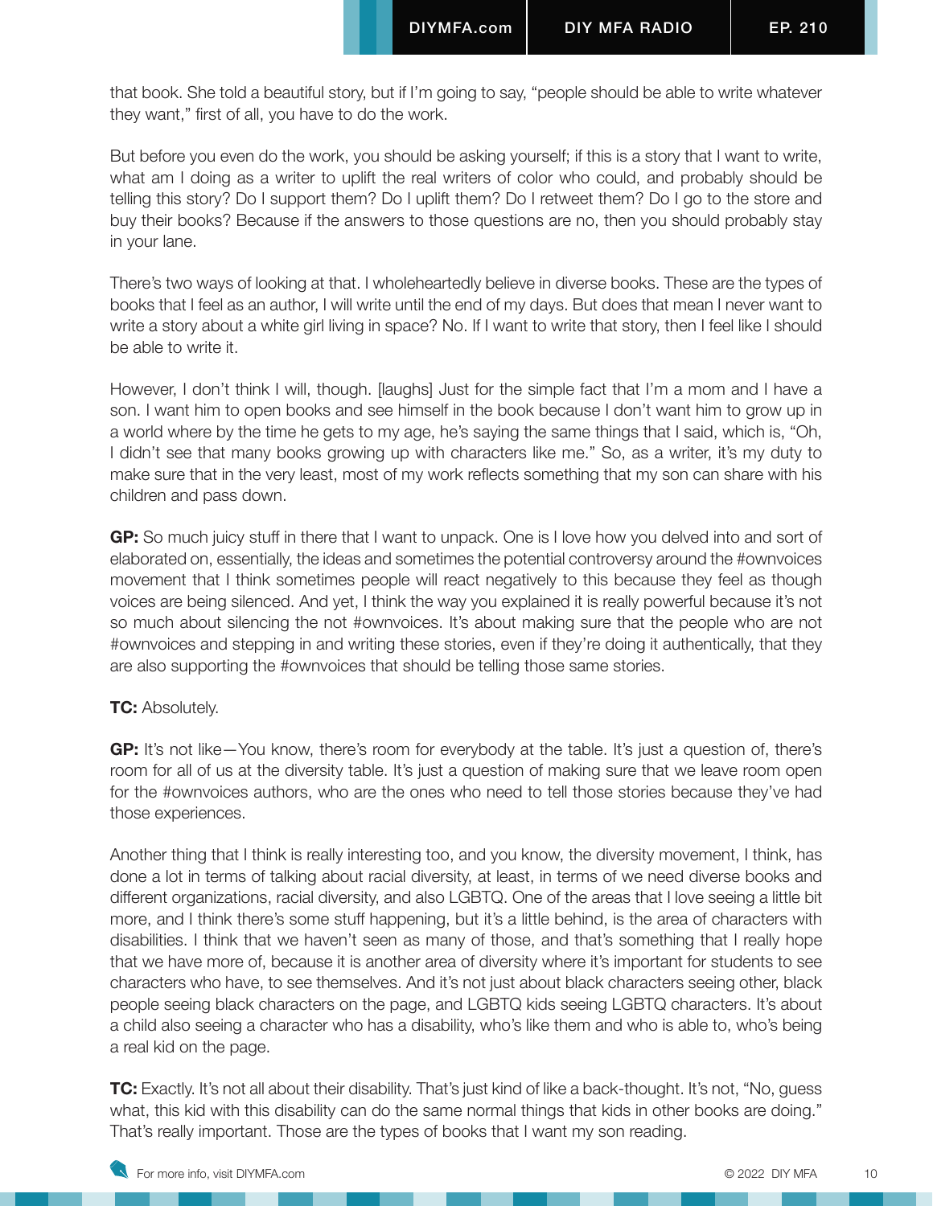that book. She told a beautiful story, but if I'm going to say, "people should be able to write whatever they want," first of all, you have to do the work.

But before you even do the work, you should be asking yourself; if this is a story that I want to write, what am I doing as a writer to uplift the real writers of color who could, and probably should be telling this story? Do I support them? Do I uplift them? Do I retweet them? Do I go to the store and buy their books? Because if the answers to those questions are no, then you should probably stay in your lane.

There's two ways of looking at that. I wholeheartedly believe in diverse books. These are the types of books that I feel as an author, I will write until the end of my days. But does that mean I never want to write a story about a white girl living in space? No. If I want to write that story, then I feel like I should be able to write it.

However, I don't think I will, though. [laughs] Just for the simple fact that I'm a mom and I have a son. I want him to open books and see himself in the book because I don't want him to grow up in a world where by the time he gets to my age, he's saying the same things that I said, which is, "Oh, I didn't see that many books growing up with characters like me." So, as a writer, it's my duty to make sure that in the very least, most of my work reflects something that my son can share with his children and pass down.

**GP:** So much juicy stuff in there that I want to unpack. One is I love how you delved into and sort of elaborated on, essentially, the ideas and sometimes the potential controversy around the #ownvoices movement that I think sometimes people will react negatively to this because they feel as though voices are being silenced. And yet, I think the way you explained it is really powerful because it's not so much about silencing the not #ownvoices. It's about making sure that the people who are not #ownvoices and stepping in and writing these stories, even if they're doing it authentically, that they are also supporting the #ownvoices that should be telling those same stories.

**TC:** Absolutely.

**GP:** It's not like—You know, there's room for everybody at the table. It's just a question of, there's room for all of us at the diversity table. It's just a question of making sure that we leave room open for the #ownvoices authors, who are the ones who need to tell those stories because they've had those experiences.

Another thing that I think is really interesting too, and you know, the diversity movement, I think, has done a lot in terms of talking about racial diversity, at least, in terms of we need diverse books and different organizations, racial diversity, and also LGBTQ. One of the areas that I love seeing a little bit more, and I think there's some stuff happening, but it's a little behind, is the area of characters with disabilities. I think that we haven't seen as many of those, and that's something that I really hope that we have more of, because it is another area of diversity where it's important for students to see characters who have, to see themselves. And it's not just about black characters seeing other, black people seeing black characters on the page, and LGBTQ kids seeing LGBTQ characters. It's about a child also seeing a character who has a disability, who's like them and who is able to, who's being a real kid on the page.

**TC:** Exactly. It's not all about their disability. That's just kind of like a back-thought. It's not, "No, guess what, this kid with this disability can do the same normal things that kids in other books are doing." That's really important. Those are the types of books that I want my son reading.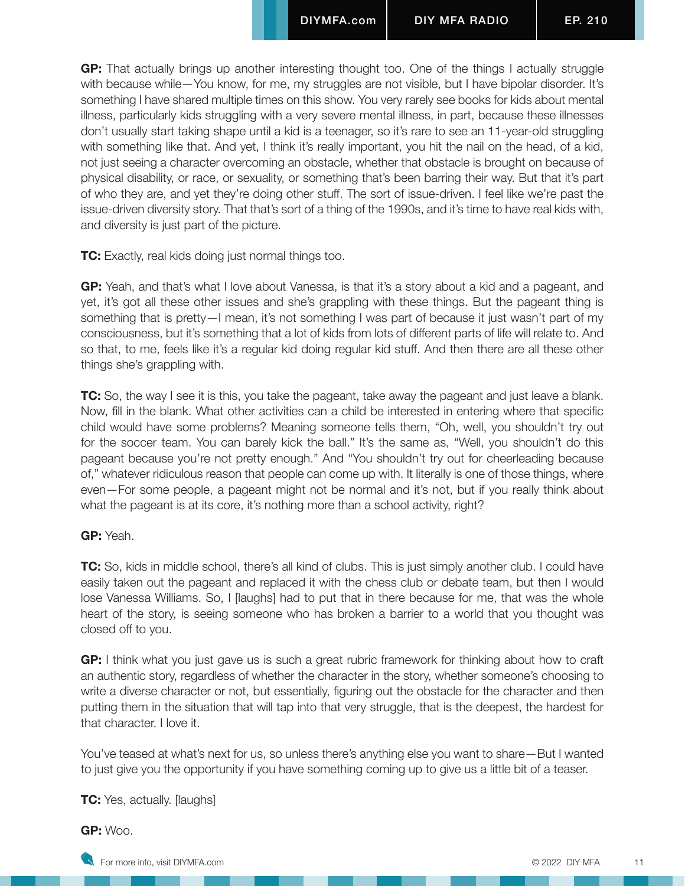**GP:** That actually brings up another interesting thought too. One of the things I actually struggle with because while—You know, for me, my struggles are not visible, but I have bipolar disorder. It's something I have shared multiple times on this show. You very rarely see books for kids about mental illness, particularly kids struggling with a very severe mental illness, in part, because these illnesses don't usually start taking shape until a kid is a teenager, so it's rare to see an 11-year-old struggling with something like that. And yet, I think it's really important, you hit the nail on the head, of a kid, not just seeing a character overcoming an obstacle, whether that obstacle is brought on because of physical disability, or race, or sexuality, or something that's been barring their way. But that it's part of who they are, and yet they're doing other stuff. The sort of issue-driven. I feel like we're past the issue-driven diversity story. That that's sort of a thing of the 1990s, and it's time to have real kids with, and diversity is just part of the picture.

**TC:** Exactly, real kids doing just normal things too.

**GP:** Yeah, and that's what I love about Vanessa, is that it's a story about a kid and a pageant, and yet, it's got all these other issues and she's grappling with these things. But the pageant thing is something that is pretty—I mean, it's not something I was part of because it just wasn't part of my consciousness, but it's something that a lot of kids from lots of different parts of life will relate to. And so that, to me, feels like it's a regular kid doing regular kid stuff. And then there are all these other things she's grappling with.

**TC:** So, the way I see it is this, you take the pageant, take away the pageant and just leave a blank. Now, fill in the blank. What other activities can a child be interested in entering where that specific child would have some problems? Meaning someone tells them, "Oh, well, you shouldn't try out for the soccer team. You can barely kick the ball." It's the same as, "Well, you shouldn't do this pageant because you're not pretty enough." And "You shouldn't try out for cheerleading because of," whatever ridiculous reason that people can come up with. It literally is one of those things, where even—For some people, a pageant might not be normal and it's not, but if you really think about what the pageant is at its core, it's nothing more than a school activity, right?

**GP:** Yeah.

**TC:** So, kids in middle school, there's all kind of clubs. This is just simply another club. I could have easily taken out the pageant and replaced it with the chess club or debate team, but then I would lose Vanessa Williams. So, I [laughs] had to put that in there because for me, that was the whole heart of the story, is seeing someone who has broken a barrier to a world that you thought was closed off to you.

**GP:** I think what you just gave us is such a great rubric framework for thinking about how to craft an authentic story, regardless of whether the character in the story, whether someone's choosing to write a diverse character or not, but essentially, figuring out the obstacle for the character and then putting them in the situation that will tap into that very struggle, that is the deepest, the hardest for that character. I love it.

You've teased at what's next for us, so unless there's anything else you want to share—But I wanted to just give you the opportunity if you have something coming up to give us a little bit of a teaser.

**TC:** Yes, actually. [laughs]

**GP:** Woo.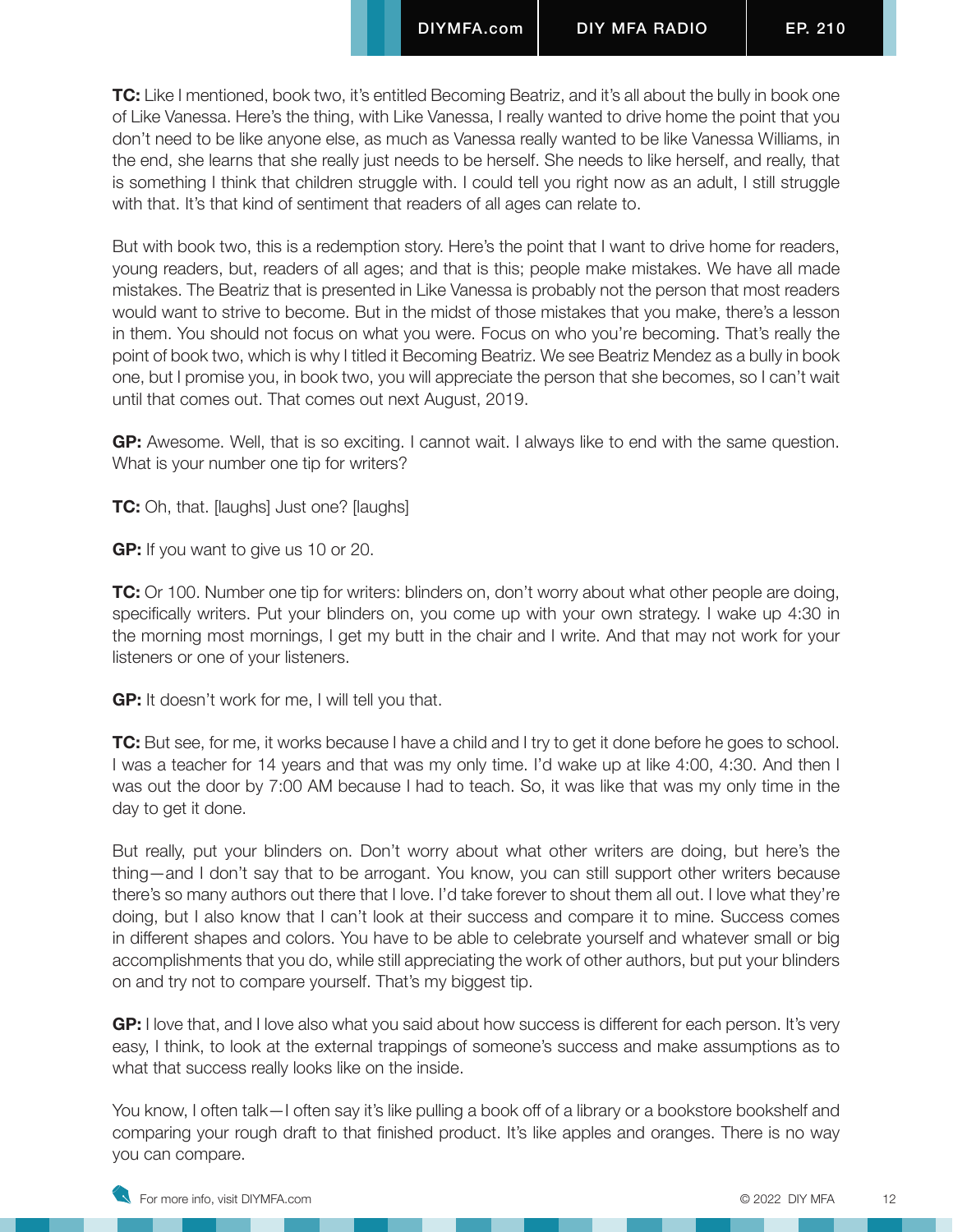**TC:** Like I mentioned, book two, it's entitled Becoming Beatriz, and it's all about the bully in book one of Like Vanessa. Here's the thing, with Like Vanessa, I really wanted to drive home the point that you don't need to be like anyone else, as much as Vanessa really wanted to be like Vanessa Williams, in the end, she learns that she really just needs to be herself. She needs to like herself, and really, that is something I think that children struggle with. I could tell you right now as an adult, I still struggle with that. It's that kind of sentiment that readers of all ages can relate to.

But with book two, this is a redemption story. Here's the point that I want to drive home for readers, young readers, but, readers of all ages; and that is this; people make mistakes. We have all made mistakes. The Beatriz that is presented in Like Vanessa is probably not the person that most readers would want to strive to become. But in the midst of those mistakes that you make, there's a lesson in them. You should not focus on what you were. Focus on who you're becoming. That's really the point of book two, which is why I titled it Becoming Beatriz. We see Beatriz Mendez as a bully in book one, but I promise you, in book two, you will appreciate the person that she becomes, so I can't wait until that comes out. That comes out next August, 2019.

**GP:** Awesome. Well, that is so exciting. I cannot wait. I always like to end with the same question. What is your number one tip for writers?

**TC:** Oh, that. [laughs] Just one? [laughs]

**GP:** If you want to give us 10 or 20.

**TC:** Or 100. Number one tip for writers: blinders on, don't worry about what other people are doing, specifically writers. Put your blinders on, you come up with your own strategy. I wake up 4:30 in the morning most mornings, I get my butt in the chair and I write. And that may not work for your listeners or one of your listeners.

**GP:** It doesn't work for me, I will tell you that.

**TC:** But see, for me, it works because I have a child and I try to get it done before he goes to school. I was a teacher for 14 years and that was my only time. I'd wake up at like 4:00, 4:30. And then I was out the door by 7:00 AM because I had to teach. So, it was like that was my only time in the day to get it done.

But really, put your blinders on. Don't worry about what other writers are doing, but here's the thing—and I don't say that to be arrogant. You know, you can still support other writers because there's so many authors out there that I love. I'd take forever to shout them all out. I love what they're doing, but I also know that I can't look at their success and compare it to mine. Success comes in different shapes and colors. You have to be able to celebrate yourself and whatever small or big accomplishments that you do, while still appreciating the work of other authors, but put your blinders on and try not to compare yourself. That's my biggest tip.

**GP:** I love that, and I love also what you said about how success is different for each person. It's very easy, I think, to look at the external trappings of someone's success and make assumptions as to what that success really looks like on the inside.

You know, I often talk—I often say it's like pulling a book off of a library or a bookstore bookshelf and comparing your rough draft to that finished product. It's like apples and oranges. There is no way you can compare.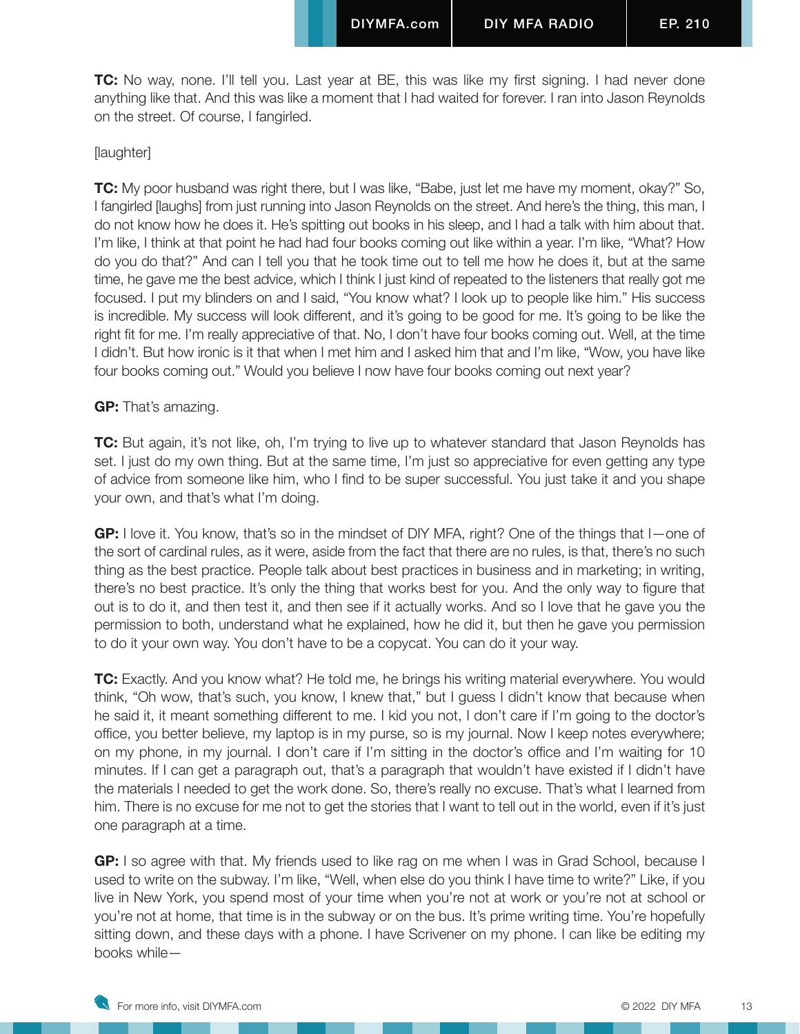**TC:** No way, none. I'll tell you. Last year at BE, this was like my first signing. I had never done anything like that. And this was like a moment that I had waited for forever. I ran into Jason Reynolds on the street. Of course, I fangirled.

[laughter]

**TC:** My poor husband was right there, but I was like, "Babe, just let me have my moment, okay?" So, I fangirled [laughs] from just running into Jason Reynolds on the street. And here's the thing, this man, I do not know how he does it. He's spitting out books in his sleep, and I had a talk with him about that. I'm like, I think at that point he had had four books coming out like within a year. I'm like, "What? How do you do that?" And can I tell you that he took time out to tell me how he does it, but at the same time, he gave me the best advice, which I think I just kind of repeated to the listeners that really got me focused. I put my blinders on and I said, "You know what? I look up to people like him." His success is incredible. My success will look different, and it's going to be good for me. It's going to be like the right fit for me. I'm really appreciative of that. No, I don't have four books coming out. Well, at the time I didn't. But how ironic is it that when I met him and I asked him that and I'm like, "Wow, you have like four books coming out." Would you believe I now have four books coming out next year?

**GP:** That's amazing.

**TC:** But again, it's not like, oh, I'm trying to live up to whatever standard that Jason Reynolds has set. I just do my own thing. But at the same time, I'm just so appreciative for even getting any type of advice from someone like him, who I find to be super successful. You just take it and you shape your own, and that's what I'm doing.

**GP:** I love it. You know, that's so in the mindset of DIY MFA, right? One of the things that I—one of the sort of cardinal rules, as it were, aside from the fact that there are no rules, is that, there's no such thing as the best practice. People talk about best practices in business and in marketing; in writing, there's no best practice. It's only the thing that works best for you. And the only way to figure that out is to do it, and then test it, and then see if it actually works. And so I love that he gave you the permission to both, understand what he explained, how he did it, but then he gave you permission to do it your own way. You don't have to be a copycat. You can do it your way.

**TC:** Exactly. And you know what? He told me, he brings his writing material everywhere. You would think, "Oh wow, that's such, you know, I knew that," but I guess I didn't know that because when he said it, it meant something different to me. I kid you not, I don't care if I'm going to the doctor's office, you better believe, my laptop is in my purse, so is my journal. Now I keep notes everywhere; on my phone, in my journal. I don't care if I'm sitting in the doctor's office and I'm waiting for 10 minutes. If I can get a paragraph out, that's a paragraph that wouldn't have existed if I didn't have the materials I needed to get the work done. So, there's really no excuse. That's what I learned from him. There is no excuse for me not to get the stories that I want to tell out in the world, even if it's just one paragraph at a time.

**GP:** I so agree with that. My friends used to like rag on me when I was in Grad School, because I used to write on the subway. I'm like, "Well, when else do you think I have time to write?" Like, if you live in New York, you spend most of your time when you're not at work or you're not at school or you're not at home, that time is in the subway or on the bus. It's prime writing time. You're hopefully sitting down, and these days with a phone. I have Scrivener on my phone. I can like be editing my books while—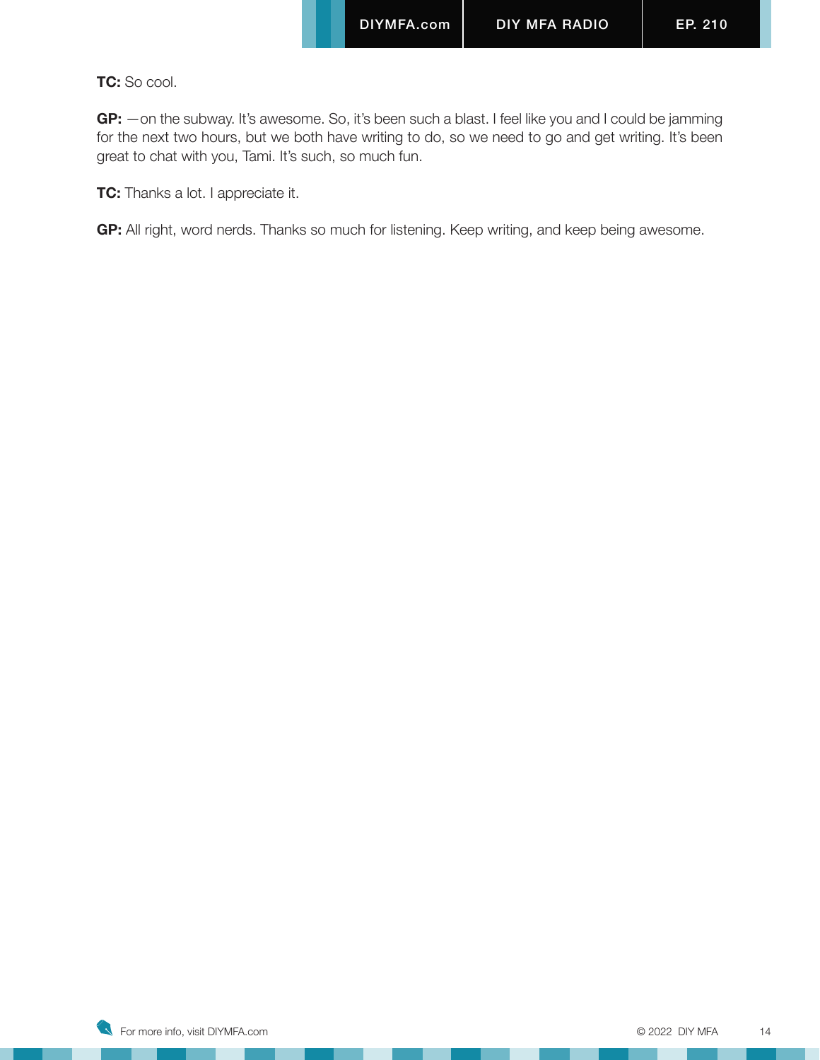**TC:** So cool.

**GP:** —on the subway. It's awesome. So, it's been such a blast. I feel like you and I could be jamming for the next two hours, but we both have writing to do, so we need to go and get writing. It's been great to chat with you, Tami. It's such, so much fun.

**TC:** Thanks a lot. I appreciate it.

**GP:** All right, word nerds. Thanks so much for listening. Keep writing, and keep being awesome.